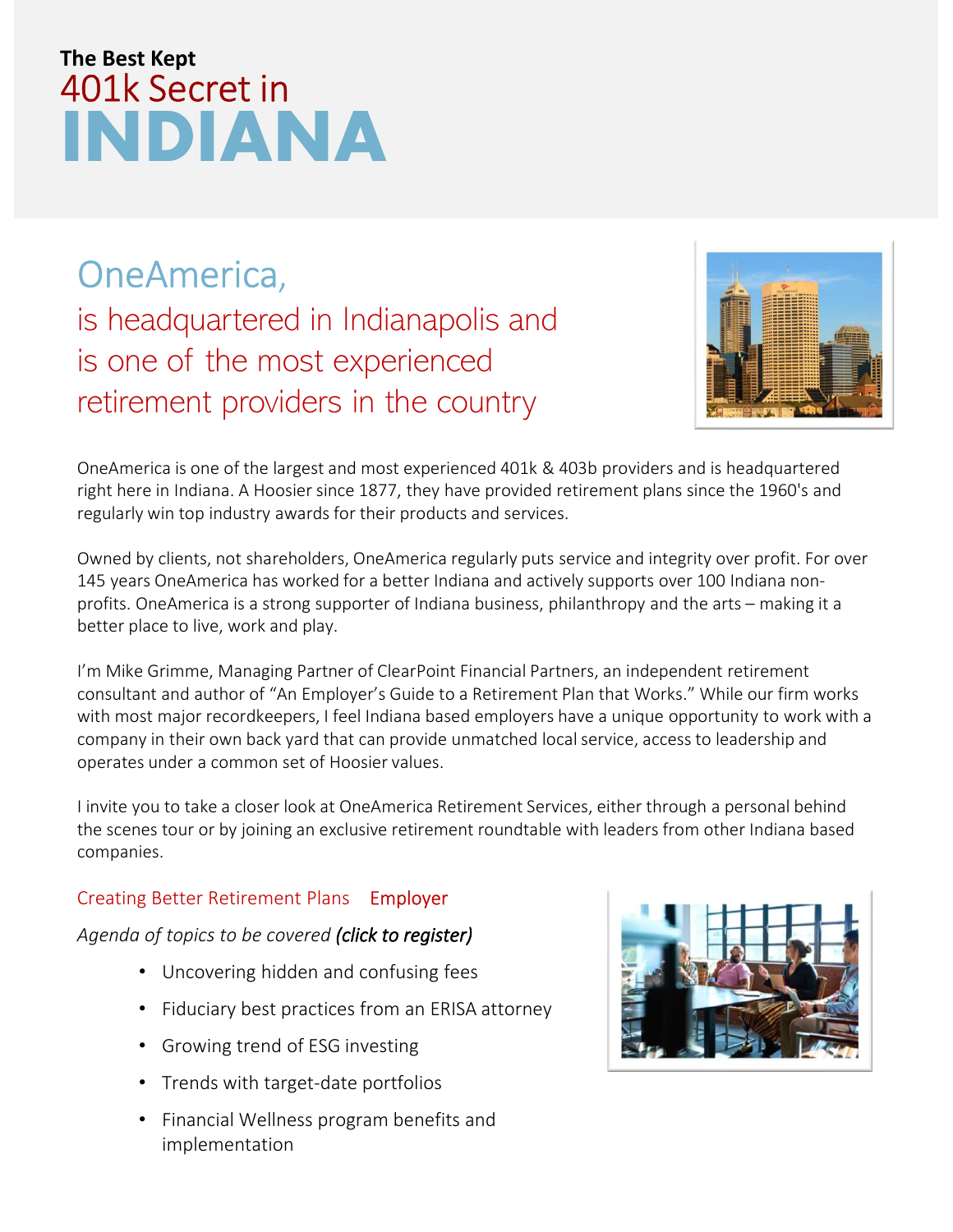**The Best Kept**

# 401k Secret in INDIANA

## OneAmerica,

## is headquartered in Indianapolis and is one of the most experienced retirement providers in the country

OneAmerica is one of the largest and most experienced 401k & 403b providers and is headquartered right here in Indiana. A Hoosier since 1877, they have provided retirement plans since the 1960's and regularly win top industry awards for their products and services.

Owned by clients, not shareholders, OneAmerica regularly puts service and integrity over profit. For over 145 years OneAmerica has worked for a better Indiana and actively supports over 100 Indiana non-profits. OneAmerica is a strong supporter of Indiana business, philanthropy and the arts – making it a better place to live, work and play.

I'm Mike Grimme, Managing Partner of ClearPoint Financial Partners, an independent retirement consultant and author of "An Employer's Guide to a Retirement Plan that Works." While our firm works with most major recordkeepers, I feel Indiana based employers have a unique opportunity to work with a company in their own back yard that can provide unmatched local service, access to leadership and operates under a common set of Hoosier values.

I invite you to take a closer look at OneAmerica Retirement Services, either through a personal behind the scenes tour or by joining an exclusive retirement roundtable with leaders from other Indiana based companies.

### Creating Better Retirement Plans Employer

*Agenda of topics to be covered* ***(click to register)***

- Uncovering hidden and confusing fees
- Fiduciary best practices from an ERISA attorney
- Growing trend of ESG investing
- Trends with target-date portfolios
- Financial Wellness program benefits and implementation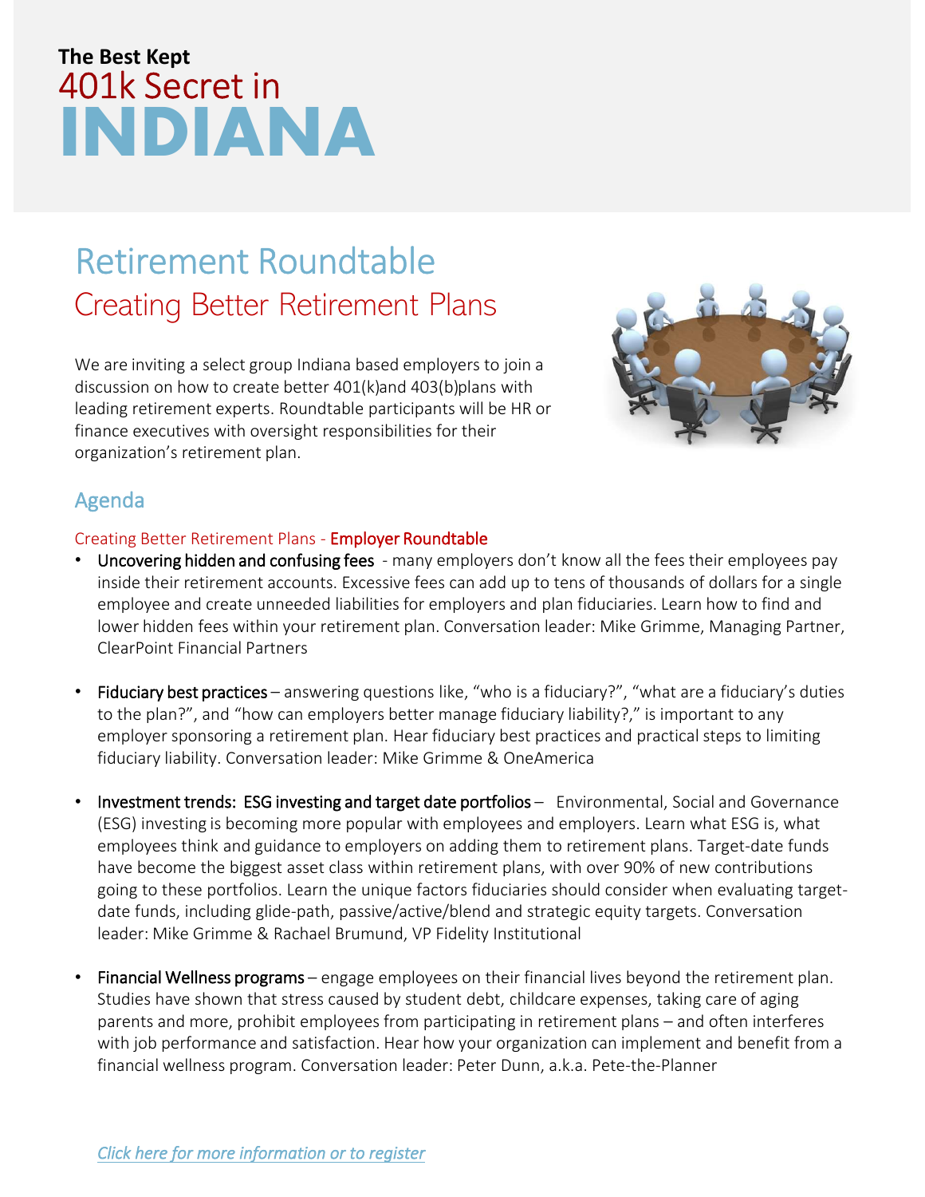**The Best Kept**

# 401k Secret in INDIANA

## Retirement Roundtable

### Creating Better Retirement Plans

We are inviting a select group Indiana based employers to join a discussion on how to create better 401(k)and 403(b)plans with leading retirement experts. Roundtable participants will be HR or finance executives with oversight responsibilities for their organization's retirement plan.

## Agenda

Creating Better Retirement Plans - Employer Roundtable

- Uncovering hidden and confusing fees - many employers don't know all the fees their employees pay inside their retirement accounts. Excessive fees can add up to tens of thousands of dollars for a single employee and create unneeded liabilities for employers and plan fiduciaries. Learn how to find and lower hidden fees within your retirement plan. Conversation leader: Mike Grimme, Managing Partner, ClearPoint Financial Partners

- Fiduciary best practices – answering questions like, "who is a fiduciary?", "what are a fiduciary's duties to the plan?", and "how can employers better manage fiduciary liability?," is important to any employer sponsoring a retirement plan. Hear fiduciary best practices and practical steps to limiting fiduciary liability. Conversation leader: Mike Grimme & OneAmerica

- Investment trends: ESG investing and target date portfolios – Environmental, Social and Governance (ESG) investing is becoming more popular with employees and employers. Learn what ESG is, what employees think and guidance to employers on adding them to retirement plans. Target-date funds have become the biggest asset class within retirement plans, with over 90% of new contributions going to these portfolios. Learn the unique factors fiduciaries should consider when evaluating target-date funds, including glide-path, passive/active/blend and strategic equity targets. Conversation leader: Mike Grimme & Rachael Brumund, VP Fidelity Institutional

- Financial Wellness programs – engage employees on their financial lives beyond the retirement plan. Studies have shown that stress caused by student debt, childcare expenses, taking care of aging parents and more, prohibit employees from participating in retirement plans – and often interferes with job performance and satisfaction. Hear how your organization can implement and benefit from a financial wellness program. Conversation leader: Peter Dunn, a.k.a. Pete-the-Planner

*Click here for more information or to register*